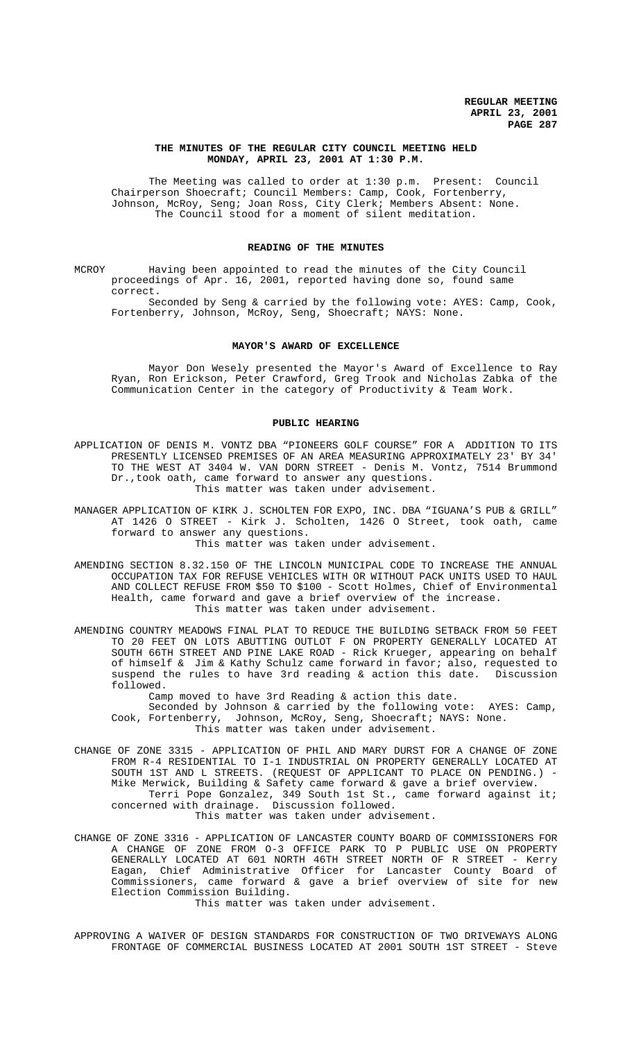# THE MINUTES OF THE REGULAR CITY COUNCIL MEETING HELD MONDAY, APRIL 23, 2001 AT 1:30 P.M.

The Meeting was called to order at 1:30 p.m. Present: Council Chairperson Shoecraft; Council Members: Camp, Cook, Fortenberry, Johnson, McRoy, Seng; Joan Ross, City Clerk; Members Absent: None. The Council stood for a moment of silent meditation.

## READING OF THE MINUTES

MCROY Having been appointed to read the minutes of the City Council proceedings of Apr. 16, 2001, reported having done so, found same correct.

Seconded by Seng & carried by the following vote: AYES: Camp, Cook, Fortenberry, Johnson, McRoy, Seng, Shoecraft; NAYS: None.

## MAYOR'S AWARD OF EXCELLENCE

Mayor Don Wesely presented the Mayor's Award of Excellence to Ray Ryan, Ron Erickson, Peter Crawford, Greg Trook and Nicholas Zabka of the Communication Center in the category of Productivity & Team Work.

## PUBLIC HEARING

APPLICATION OF DENIS M. VONTZ DBA "PIONEERS GOLF COURSE" FOR A ADDITION TO ITS PRESENTLY LICENSED PREMISES OF AN AREA MEASURING APPROXIMATELY 23' BY 34' TO THE WEST AT 3404 W. VAN DORN STREET - Denis M. Vontz, 7514 Brummond Dr.,took oath, came forward to answer any questions.
This matter was taken under advisement.

MANAGER APPLICATION OF KIRK J. SCHOLTEN FOR EXPO, INC. DBA "IGUANA'S PUB & GRILL" AT 1426 O STREET - Kirk J. Scholten, 1426 O Street, took oath, came forward to answer any questions.
This matter was taken under advisement.

AMENDING SECTION 8.32.150 OF THE LINCOLN MUNICIPAL CODE TO INCREASE THE ANNUAL OCCUPATION TAX FOR REFUSE VEHICLES WITH OR WITHOUT PACK UNITS USED TO HAUL AND COLLECT REFUSE FROM $50 TO $100 - Scott Holmes, Chief of Environmental Health, came forward and gave a brief overview of the increase.
This matter was taken under advisement.

AMENDING COUNTRY MEADOWS FINAL PLAT TO REDUCE THE BUILDING SETBACK FROM 50 FEET TO 20 FEET ON LOTS ABUTTING OUTLOT F ON PROPERTY GENERALLY LOCATED AT SOUTH 66TH STREET AND PINE LAKE ROAD - Rick Krueger, appearing on behalf of himself & Jim & Kathy Schulz came forward in favor; also, requested to suspend the rules to have 3rd reading & action this date. Discussion followed.

Camp moved to have 3rd Reading & action this date.

Seconded by Johnson & carried by the following vote: AYES: Camp, Cook, Fortenberry, Johnson, McRoy, Seng, Shoecraft; NAYS: None.
This matter was taken under advisement.

CHANGE OF ZONE 3315 - APPLICATION OF PHIL AND MARY DURST FOR A CHANGE OF ZONE FROM R-4 RESIDENTIAL TO I-1 INDUSTRIAL ON PROPERTY GENERALLY LOCATED AT SOUTH 1ST AND L STREETS. (REQUEST OF APPLICANT TO PLACE ON PENDING.) - Mike Merwick, Building & Safety came forward & gave a brief overview.

Terri Pope Gonzalez, 349 South 1st St., came forward against it; concerned with drainage. Discussion followed.
This matter was taken under advisement.

CHANGE OF ZONE 3316 - APPLICATION OF LANCASTER COUNTY BOARD OF COMMISSIONERS FOR A CHANGE OF ZONE FROM O-3 OFFICE PARK TO P PUBLIC USE ON PROPERTY GENERALLY LOCATED AT 601 NORTH 46TH STREET NORTH OF R STREET - Kerry Eagan, Chief Administrative Officer for Lancaster County Board of Commissioners, came forward & gave a brief overview of site for new Election Commission Building.
This matter was taken under advisement.

APPROVING A WAIVER OF DESIGN STANDARDS FOR CONSTRUCTION OF TWO DRIVEWAYS ALONG FRONTAGE OF COMMERCIAL BUSINESS LOCATED AT 2001 SOUTH 1ST STREET - Steve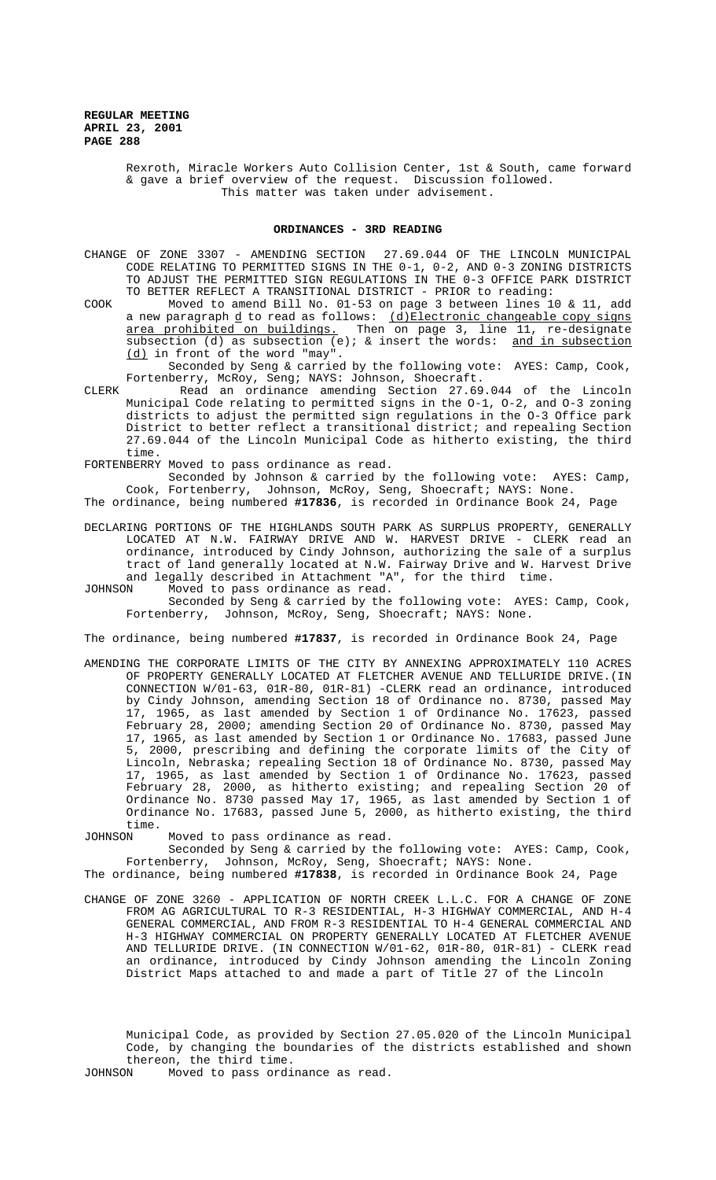Rexroth, Miracle Workers Auto Collision Center, 1st & South, came forward & gave a brief overview of the request. Discussion followed.

This matter was taken under advisement.

## ORDINANCES - 3RD READING

CHANGE OF ZONE 3307 - AMENDING SECTION 27.69.044 OF THE LINCOLN MUNICIPAL CODE RELATING TO PERMITTED SIGNS IN THE 0-1, 0-2, AND 0-3 ZONING DISTRICTS TO ADJUST THE PERMITTED SIGN REGULATIONS IN THE 0-3 OFFICE PARK DISTRICT TO BETTER REFLECT A TRANSITIONAL DISTRICT - PRIOR to reading:

COOK Moved to amend Bill No. 01-53 on page 3 between lines 10 & 11, add a new paragraph d to read as follows: (d)Electronic changeable copy signs area prohibited on buildings. Then on page 3, line 11, re-designate subsection (d) as subsection (e); & insert the words: and in subsection (d) in front of the word "may".

Seconded by Seng & carried by the following vote: AYES: Camp, Cook, Fortenberry, McRoy, Seng; NAYS: Johnson, Shoecraft.

CLERK Read an ordinance amending Section 27.69.044 of the Lincoln Municipal Code relating to permitted signs in the O-1, O-2, and O-3 zoning districts to adjust the permitted sign regulations in the O-3 Office park District to better reflect a transitional district; and repealing Section 27.69.044 of the Lincoln Municipal Code as hitherto existing, the third time.

FORTENBERRY Moved to pass ordinance as read.

Seconded by Johnson & carried by the following vote: AYES: Camp, Cook, Fortenberry, Johnson, McRoy, Seng, Shoecraft; NAYS: None.

The ordinance, being numbered **#17836**, is recorded in Ordinance Book 24, Page

DECLARING PORTIONS OF THE HIGHLANDS SOUTH PARK AS SURPLUS PROPERTY, GENERALLY LOCATED AT N.W. FAIRWAY DRIVE AND W. HARVEST DRIVE - CLERK read an ordinance, introduced by Cindy Johnson, authorizing the sale of a surplus tract of land generally located at N.W. Fairway Drive and W. Harvest Drive and legally described in Attachment "A", for the third time.

JOHNSON Moved to pass ordinance as read.

Seconded by Seng & carried by the following vote: AYES: Camp, Cook, Fortenberry, Johnson, McRoy, Seng, Shoecraft; NAYS: None.

The ordinance, being numbered **#17837**, is recorded in Ordinance Book 24, Page

AMENDING THE CORPORATE LIMITS OF THE CITY BY ANNEXING APPROXIMATELY 110 ACRES OF PROPERTY GENERALLY LOCATED AT FLETCHER AVENUE AND TELLURIDE DRIVE.(IN CONNECTION W/01-63, 01R-80, 01R-81) -CLERK read an ordinance, introduced by Cindy Johnson, amending Section 18 of Ordinance no. 8730, passed May 17, 1965, as last amended by Section 1 of Ordinance No. 17623, passed February 28, 2000; amending Section 20 of Ordinance No. 8730, passed May 17, 1965, as last amended by Section 1 or Ordinance No. 17683, passed June 5, 2000, prescribing and defining the corporate limits of the City of Lincoln, Nebraska; repealing Section 18 of Ordinance No. 8730, passed May 17, 1965, as last amended by Section 1 of Ordinance No. 17623, passed February 28, 2000, as hitherto existing; and repealing Section 20 of Ordinance No. 8730 passed May 17, 1965, as last amended by Section 1 of Ordinance No. 17683, passed June 5, 2000, as hitherto existing, the third time.

JOHNSON Moved to pass ordinance as read.

Seconded by Seng & carried by the following vote: AYES: Camp, Cook, Fortenberry, Johnson, McRoy, Seng, Shoecraft; NAYS: None.

The ordinance, being numbered **#17838**, is recorded in Ordinance Book 24, Page

CHANGE OF ZONE 3260 - APPLICATION OF NORTH CREEK L.L.C. FOR A CHANGE OF ZONE FROM AG AGRICULTURAL TO R-3 RESIDENTIAL, H-3 HIGHWAY COMMERCIAL, AND H-4 GENERAL COMMERCIAL, AND FROM R-3 RESIDENTIAL TO H-4 GENERAL COMMERCIAL AND H-3 HIGHWAY COMMERCIAL ON PROPERTY GENERALLY LOCATED AT FLETCHER AVENUE AND TELLURIDE DRIVE. (IN CONNECTION W/01-62, 01R-80, 01R-81) - CLERK read an ordinance, introduced by Cindy Johnson amending the Lincoln Zoning District Maps attached to and made a part of Title 27 of the Lincoln Municipal Code, as provided by Section 27.05.020 of the Lincoln Municipal Code, by changing the boundaries of the districts established and shown thereon, the third time.

JOHNSON Moved to pass ordinance as read.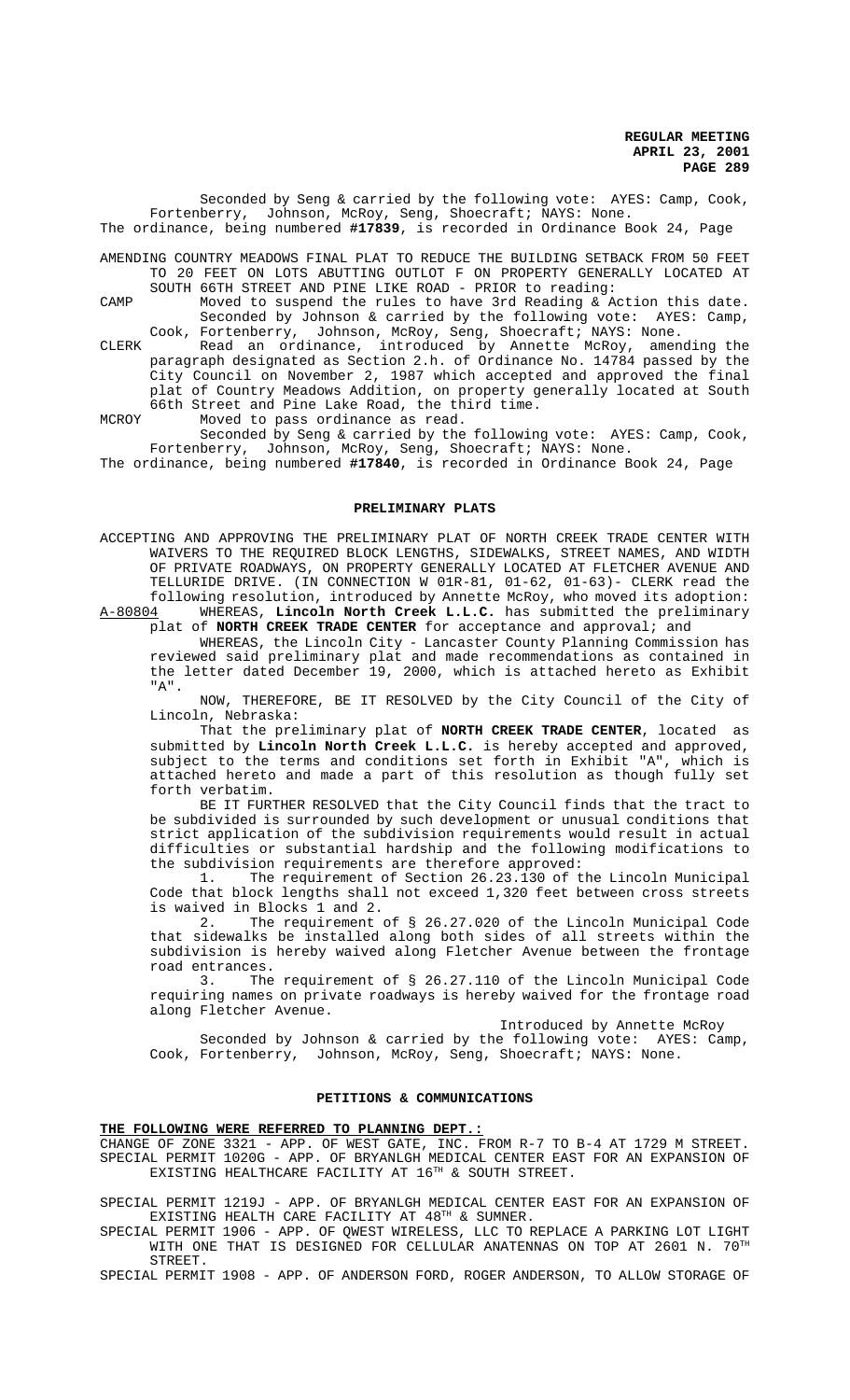Seconded by Seng & carried by the following vote: AYES: Camp, Cook, Fortenberry, Johnson, McRoy, Seng, Shoecraft; NAYS: None.

The ordinance, being numbered **#17839**, is recorded in Ordinance Book 24, Page

AMENDING COUNTRY MEADOWS FINAL PLAT TO REDUCE THE BUILDING SETBACK FROM 50 FEET TO 20 FEET ON LOTS ABUTTING OUTLOT F ON PROPERTY GENERALLY LOCATED AT SOUTH 66TH STREET AND PINE LIKE ROAD - PRIOR to reading:

CAMP Moved to suspend the rules to have 3rd Reading & Action this date. Seconded by Johnson & carried by the following vote: AYES: Camp, Cook, Fortenberry, Johnson, McRoy, Seng, Shoecraft; NAYS: None.

CLERK Read an ordinance, introduced by Annette McRoy, amending the paragraph designated as Section 2.h. of Ordinance No. 14784 passed by the City Council on November 2, 1987 which accepted and approved the final plat of Country Meadows Addition, on property generally located at South 66th Street and Pine Lake Road, the third time.

MCROY Moved to pass ordinance as read.

Seconded by Seng & carried by the following vote: AYES: Camp, Cook, Fortenberry, Johnson, McRoy, Seng, Shoecraft; NAYS: None.

The ordinance, being numbered **#17840**, is recorded in Ordinance Book 24, Page

## PRELIMINARY PLATS

ACCEPTING AND APPROVING THE PRELIMINARY PLAT OF NORTH CREEK TRADE CENTER WITH WAIVERS TO THE REQUIRED BLOCK LENGTHS, SIDEWALKS, STREET NAMES, AND WIDTH OF PRIVATE ROADWAYS, ON PROPERTY GENERALLY LOCATED AT FLETCHER AVENUE AND TELLURIDE DRIVE. (IN CONNECTION W 01R-81, 01-62, 01-63)- CLERK read the following resolution, introduced by Annette McRoy, who moved its adoption:

A-80804 WHEREAS, **Lincoln North Creek L.L.C.** has submitted the preliminary plat of **NORTH CREEK TRADE CENTER** for acceptance and approval; and

WHEREAS, the Lincoln City - Lancaster County Planning Commission has reviewed said preliminary plat and made recommendations as contained in the letter dated December 19, 2000, which is attached hereto as Exhibit "A".

NOW, THEREFORE, BE IT RESOLVED by the City Council of the City of Lincoln, Nebraska:

That the preliminary plat of **NORTH CREEK TRADE CENTER**, located as submitted by **Lincoln North Creek L.L.C.** is hereby accepted and approved, subject to the terms and conditions set forth in Exhibit "A", which is attached hereto and made a part of this resolution as though fully set forth verbatim.

BE IT FURTHER RESOLVED that the City Council finds that the tract to be subdivided is surrounded by such development or unusual conditions that strict application of the subdivision requirements would result in actual difficulties or substantial hardship and the following modifications to the subdivision requirements are therefore approved:

1. The requirement of Section 26.23.130 of the Lincoln Municipal Code that block lengths shall not exceed 1,320 feet between cross streets is waived in Blocks 1 and 2.
2. The requirement of § 26.27.020 of the Lincoln Municipal Code that sidewalks be installed along both sides of all streets within the subdivision is hereby waived along Fletcher Avenue between the frontage road entrances.
3. The requirement of § 26.27.110 of the Lincoln Municipal Code requiring names on private roadways is hereby waived for the frontage road along Fletcher Avenue.

Introduced by Annette McRoy

Seconded by Johnson & carried by the following vote: AYES: Camp, Cook, Fortenberry, Johnson, McRoy, Seng, Shoecraft; NAYS: None.

## PETITIONS & COMMUNICATIONS

**THE FOLLOWING WERE REFERRED TO PLANNING DEPT.:**

CHANGE OF ZONE 3321 - APP. OF WEST GATE, INC. FROM R-7 TO B-4 AT 1729 M STREET.

SPECIAL PERMIT 1020G - APP. OF BRYANLGH MEDICAL CENTER EAST FOR AN EXPANSION OF EXISTING HEALTHCARE FACILITY AT 16TH & SOUTH STREET.

SPECIAL PERMIT 1219J - APP. OF BRYANLGH MEDICAL CENTER EAST FOR AN EXPANSION OF EXISTING HEALTH CARE FACILITY AT 48TH & SUMNER.

SPECIAL PERMIT 1906 - APP. OF QWEST WIRELESS, LLC TO REPLACE A PARKING LOT LIGHT WITH ONE THAT IS DESIGNED FOR CELLULAR ANATENNAS ON TOP AT 2601 N. 70TH STREET.

SPECIAL PERMIT 1908 - APP. OF ANDERSON FORD, ROGER ANDERSON, TO ALLOW STORAGE OF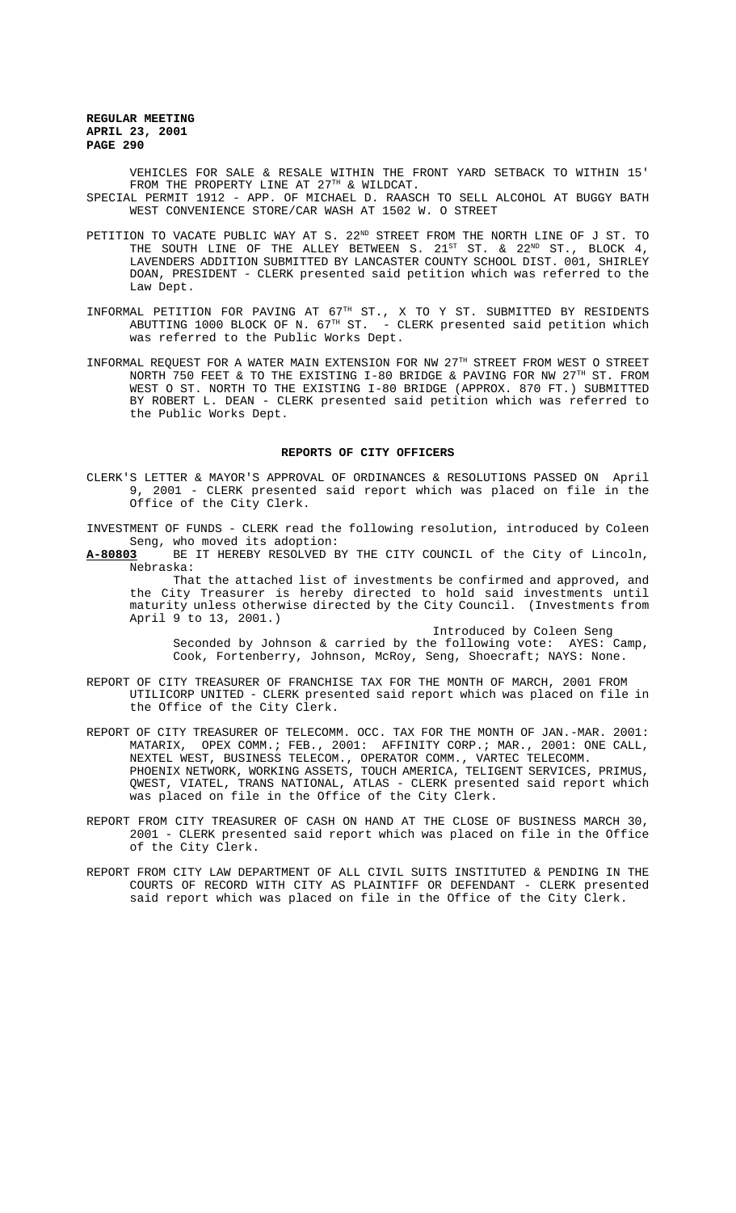VEHICLES FOR SALE & RESALE WITHIN THE FRONT YARD SETBACK TO WITHIN 15' FROM THE PROPERTY LINE AT 27TH & WILDCAT.

SPECIAL PERMIT 1912 - APP. OF MICHAEL D. RAASCH TO SELL ALCOHOL AT BUGGY BATH WEST CONVENIENCE STORE/CAR WASH AT 1502 W. O STREET

PETITION TO VACATE PUBLIC WAY AT S. 22ND STREET FROM THE NORTH LINE OF J ST. TO THE SOUTH LINE OF THE ALLEY BETWEEN S. 21ST ST. & 22ND ST., BLOCK 4, LAVENDERS ADDITION SUBMITTED BY LANCASTER COUNTY SCHOOL DIST. 001, SHIRLEY DOAN, PRESIDENT - CLERK presented said petition which was referred to the Law Dept.

INFORMAL PETITION FOR PAVING AT 67TH ST., X TO Y ST. SUBMITTED BY RESIDENTS ABUTTING 1000 BLOCK OF N. 67TH ST. - CLERK presented said petition which was referred to the Public Works Dept.

INFORMAL REQUEST FOR A WATER MAIN EXTENSION FOR NW 27TH STREET FROM WEST O STREET NORTH 750 FEET & TO THE EXISTING I-80 BRIDGE & PAVING FOR NW 27TH ST. FROM WEST O ST. NORTH TO THE EXISTING I-80 BRIDGE (APPROX. 870 FT.) SUBMITTED BY ROBERT L. DEAN - CLERK presented said petition which was referred to the Public Works Dept.

## REPORTS OF CITY OFFICERS

CLERK'S LETTER & MAYOR'S APPROVAL OF ORDINANCES & RESOLUTIONS PASSED ON April 9, 2001 - CLERK presented said report which was placed on file in the Office of the City Clerk.

INVESTMENT OF FUNDS - CLERK read the following resolution, introduced by Coleen Seng, who moved its adoption:

**A-80803** BE IT HEREBY RESOLVED BY THE CITY COUNCIL of the City of Lincoln, Nebraska:

That the attached list of investments be confirmed and approved, and the City Treasurer is hereby directed to hold said investments until maturity unless otherwise directed by the City Council. (Investments from April 9 to 13, 2001.)

Introduced by Coleen Seng

Seconded by Johnson & carried by the following vote: AYES: Camp, Cook, Fortenberry, Johnson, McRoy, Seng, Shoecraft; NAYS: None.

REPORT OF CITY TREASURER OF FRANCHISE TAX FOR THE MONTH OF MARCH, 2001 FROM UTILICORP UNITED - CLERK presented said report which was placed on file in the Office of the City Clerk.

REPORT OF CITY TREASURER OF TELECOMM. OCC. TAX FOR THE MONTH OF JAN.-MAR. 2001: MATARIX, OPEX COMM.; FEB., 2001: AFFINITY CORP.; MAR., 2001: ONE CALL, NEXTEL WEST, BUSINESS TELECOM., OPERATOR COMM., VARTEC TELECOMM. PHOENIX NETWORK, WORKING ASSETS, TOUCH AMERICA, TELIGENT SERVICES, PRIMUS, QWEST, VIATEL, TRANS NATIONAL, ATLAS - CLERK presented said report which was placed on file in the Office of the City Clerk.

REPORT FROM CITY TREASURER OF CASH ON HAND AT THE CLOSE OF BUSINESS MARCH 30, 2001 - CLERK presented said report which was placed on file in the Office of the City Clerk.

REPORT FROM CITY LAW DEPARTMENT OF ALL CIVIL SUITS INSTITUTED & PENDING IN THE COURTS OF RECORD WITH CITY AS PLAINTIFF OR DEFENDANT - CLERK presented said report which was placed on file in the Office of the City Clerk.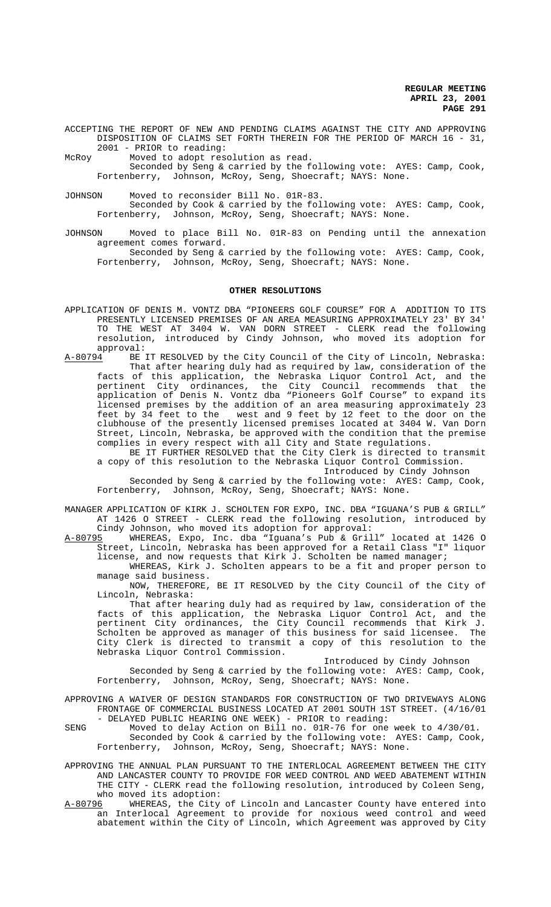ACCEPTING THE REPORT OF NEW AND PENDING CLAIMS AGAINST THE CITY AND APPROVING DISPOSITION OF CLAIMS SET FORTH THEREIN FOR THE PERIOD OF MARCH 16 - 31, 2001 - PRIOR to reading:

McRoy Moved to adopt resolution as read.

Seconded by Seng & carried by the following vote: AYES: Camp, Cook, Fortenberry, Johnson, McRoy, Seng, Shoecraft; NAYS: None.

JOHNSON Moved to reconsider Bill No. 01R-83.

Seconded by Cook & carried by the following vote: AYES: Camp, Cook, Fortenberry, Johnson, McRoy, Seng, Shoecraft; NAYS: None.

JOHNSON Moved to place Bill No. 01R-83 on Pending until the annexation agreement comes forward.

Seconded by Seng & carried by the following vote: AYES: Camp, Cook, Fortenberry, Johnson, McRoy, Seng, Shoecraft; NAYS: None.

## OTHER RESOLUTIONS

APPLICATION OF DENIS M. VONTZ DBA "PIONEERS GOLF COURSE" FOR A ADDITION TO ITS PRESENTLY LICENSED PREMISES OF AN AREA MEASURING APPROXIMATELY 23' BY 34' TO THE WEST AT 3404 W. VAN DORN STREET - CLERK read the following resolution, introduced by Cindy Johnson, who moved its adoption for approval:

A-80794 BE IT RESOLVED by the City Council of the City of Lincoln, Nebraska:

That after hearing duly had as required by law, consideration of the facts of this application, the Nebraska Liquor Control Act, and the pertinent City ordinances, the City Council recommends that the application of Denis N. Vontz dba "Pioneers Golf Course" to expand its licensed premises by the addition of an area measuring approximately 23 feet by 34 feet to the west and 9 feet by 12 feet to the door on the clubhouse of the presently licensed premises located at 3404 W. Van Dorn Street, Lincoln, Nebraska, be approved with the condition that the premise complies in every respect with all City and State regulations.

BE IT FURTHER RESOLVED that the City Clerk is directed to transmit a copy of this resolution to the Nebraska Liquor Control Commission.

Introduced by Cindy Johnson

Seconded by Seng & carried by the following vote: AYES: Camp, Cook, Fortenberry, Johnson, McRoy, Seng, Shoecraft; NAYS: None.

MANAGER APPLICATION OF KIRK J. SCHOLTEN FOR EXPO, INC. DBA "IGUANA'S PUB & GRILL" AT 1426 O STREET - CLERK read the following resolution, introduced by Cindy Johnson, who moved its adoption for approval:

A-80795 WHEREAS, Expo, Inc. dba "Iguana's Pub & Grill" located at 1426 O Street, Lincoln, Nebraska has been approved for a Retail Class "I" liquor license, and now requests that Kirk J. Scholten be named manager;

WHEREAS, Kirk J. Scholten appears to be a fit and proper person to manage said business.

NOW, THEREFORE, BE IT RESOLVED by the City Council of the City of Lincoln, Nebraska:

That after hearing duly had as required by law, consideration of the facts of this application, the Nebraska Liquor Control Act, and the pertinent City ordinances, the City Council recommends that Kirk J. Scholten be approved as manager of this business for said licensee. The City Clerk is directed to transmit a copy of this resolution to the Nebraska Liquor Control Commission.

Introduced by Cindy Johnson

Seconded by Seng & carried by the following vote: AYES: Camp, Cook, Fortenberry, Johnson, McRoy, Seng, Shoecraft; NAYS: None.

APPROVING A WAIVER OF DESIGN STANDARDS FOR CONSTRUCTION OF TWO DRIVEWAYS ALONG FRONTAGE OF COMMERCIAL BUSINESS LOCATED AT 2001 SOUTH 1ST STREET. (4/16/01 - DELAYED PUBLIC HEARING ONE WEEK) - PRIOR to reading:

SENG Moved to delay Action on Bill no. 01R-76 for one week to 4/30/01.

Seconded by Cook & carried by the following vote: AYES: Camp, Cook, Fortenberry, Johnson, McRoy, Seng, Shoecraft; NAYS: None.

APPROVING THE ANNUAL PLAN PURSUANT TO THE INTERLOCAL AGREEMENT BETWEEN THE CITY AND LANCASTER COUNTY TO PROVIDE FOR WEED CONTROL AND WEED ABATEMENT WITHIN THE CITY - CLERK read the following resolution, introduced by Coleen Seng, who moved its adoption:

A-80796 WHEREAS, the City of Lincoln and Lancaster County have entered into an Interlocal Agreement to provide for noxious weed control and weed abatement within the City of Lincoln, which Agreement was approved by City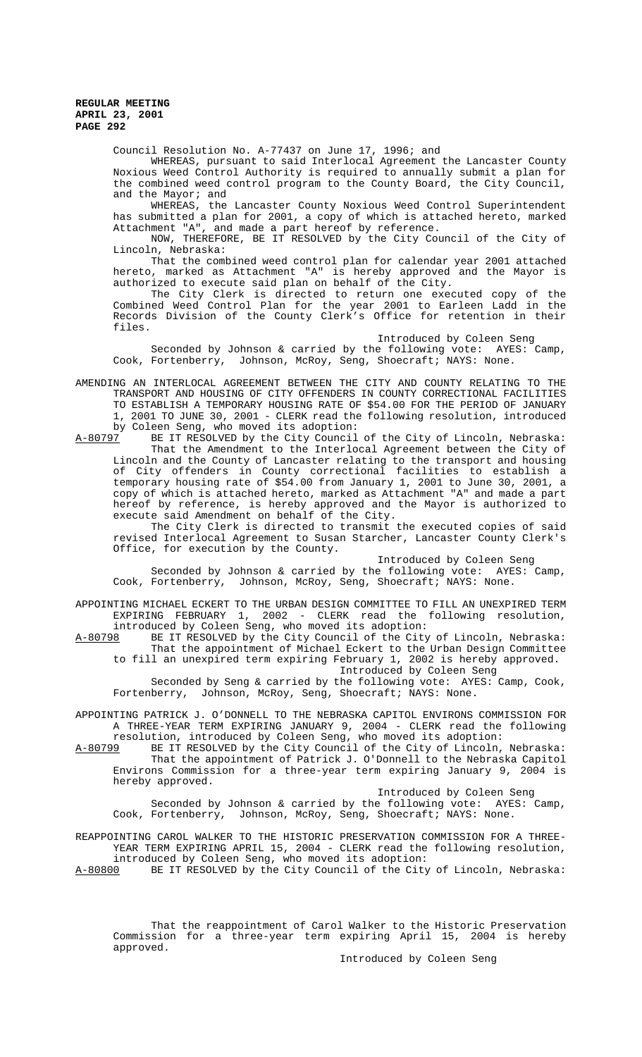Council Resolution No. A-77437 on June 17, 1996; and

WHEREAS, pursuant to said Interlocal Agreement the Lancaster County Noxious Weed Control Authority is required to annually submit a plan for the combined weed control program to the County Board, the City Council, and the Mayor; and

WHEREAS, the Lancaster County Noxious Weed Control Superintendent has submitted a plan for 2001, a copy of which is attached hereto, marked Attachment "A", and made a part hereof by reference.

NOW, THEREFORE, BE IT RESOLVED by the City Council of the City of Lincoln, Nebraska:

That the combined weed control plan for calendar year 2001 attached hereto, marked as Attachment "A" is hereby approved and the Mayor is authorized to execute said plan on behalf of the City.

The City Clerk is directed to return one executed copy of the Combined Weed Control Plan for the year 2001 to Earleen Ladd in the Records Division of the County Clerk's Office for retention in their files.

Introduced by Coleen Seng

Seconded by Johnson & carried by the following vote: AYES: Camp, Cook, Fortenberry, Johnson, McRoy, Seng, Shoecraft; NAYS: None.

AMENDING AN INTERLOCAL AGREEMENT BETWEEN THE CITY AND COUNTY RELATING TO THE TRANSPORT AND HOUSING OF CITY OFFENDERS IN COUNTY CORRECTIONAL FACILITIES TO ESTABLISH A TEMPORARY HOUSING RATE OF $54.00 FOR THE PERIOD OF JANUARY 1, 2001 TO JUNE 30, 2001 - CLERK read the following resolution, introduced by Coleen Seng, who moved its adoption:

A-80797 BE IT RESOLVED by the City Council of the City of Lincoln, Nebraska:

That the Amendment to the Interlocal Agreement between the City of Lincoln and the County of Lancaster relating to the transport and housing of City offenders in County correctional facilities to establish a temporary housing rate of $54.00 from January 1, 2001 to June 30, 2001, a copy of which is attached hereto, marked as Attachment "A" and made a part hereof by reference, is hereby approved and the Mayor is authorized to execute said Amendment on behalf of the City.

The City Clerk is directed to transmit the executed copies of said revised Interlocal Agreement to Susan Starcher, Lancaster County Clerk's Office, for execution by the County.

Introduced by Coleen Seng

Seconded by Johnson & carried by the following vote: AYES: Camp, Cook, Fortenberry, Johnson, McRoy, Seng, Shoecraft; NAYS: None.

APPOINTING MICHAEL ECKERT TO THE URBAN DESIGN COMMITTEE TO FILL AN UNEXPIRED TERM EXPIRING FEBRUARY 1, 2002 - CLERK read the following resolution, introduced by Coleen Seng, who moved its adoption:

A-80798 BE IT RESOLVED by the City Council of the City of Lincoln, Nebraska:

That the appointment of Michael Eckert to the Urban Design Committee to fill an unexpired term expiring February 1, 2002 is hereby approved.

Introduced by Coleen Seng

Seconded by Seng & carried by the following vote: AYES: Camp, Cook, Fortenberry, Johnson, McRoy, Seng, Shoecraft; NAYS: None.

APPOINTING PATRICK J. O'DONNELL TO THE NEBRASKA CAPITOL ENVIRONS COMMISSION FOR A THREE-YEAR TERM EXPIRING JANUARY 9, 2004 - CLERK read the following resolution, introduced by Coleen Seng, who moved its adoption:

A-80799 BE IT RESOLVED by the City Council of the City of Lincoln, Nebraska:

That the appointment of Patrick J. O'Donnell to the Nebraska Capitol Environs Commission for a three-year term expiring January 9, 2004 is hereby approved.

Introduced by Coleen Seng

Seconded by Johnson & carried by the following vote: AYES: Camp, Cook, Fortenberry, Johnson, McRoy, Seng, Shoecraft; NAYS: None.

REAPPOINTING CAROL WALKER TO THE HISTORIC PRESERVATION COMMISSION FOR A THREE-YEAR TERM EXPIRING APRIL 15, 2004 - CLERK read the following resolution, introduced by Coleen Seng, who moved its adoption:

A-80800 BE IT RESOLVED by the City Council of the City of Lincoln, Nebraska:

That the reappointment of Carol Walker to the Historic Preservation Commission for a three-year term expiring April 15, 2004 is hereby approved.

Introduced by Coleen Seng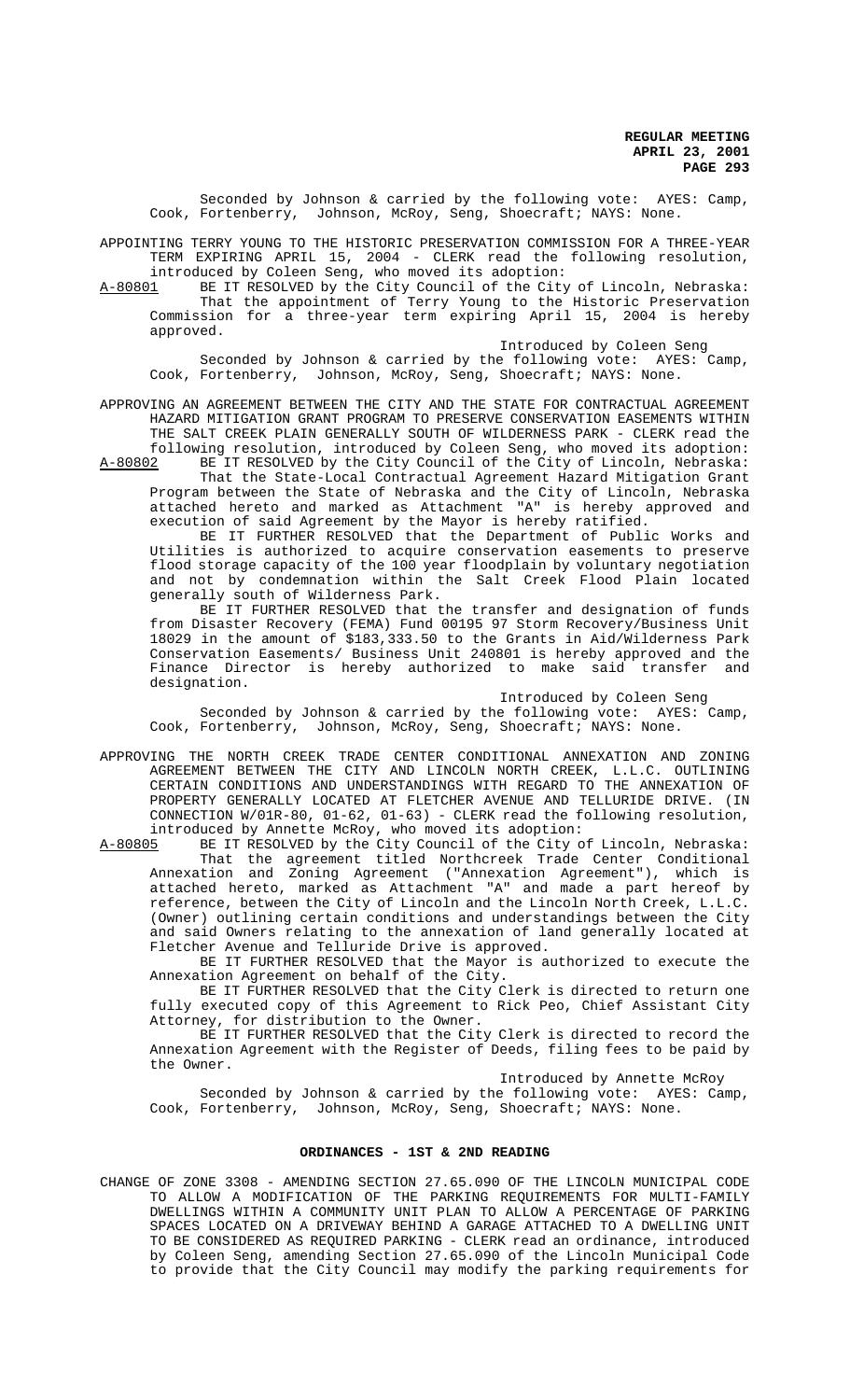Seconded by Johnson & carried by the following vote: AYES: Camp, Cook, Fortenberry, Johnson, McRoy, Seng, Shoecraft; NAYS: None.

APPOINTING TERRY YOUNG TO THE HISTORIC PRESERVATION COMMISSION FOR A THREE-YEAR TERM EXPIRING APRIL 15, 2004 - CLERK read the following resolution, introduced by Coleen Seng, who moved its adoption:

A-80801 BE IT RESOLVED by the City Council of the City of Lincoln, Nebraska:

That the appointment of Terry Young to the Historic Preservation Commission for a three-year term expiring April 15, 2004 is hereby approved.

Introduced by Coleen Seng

Seconded by Johnson & carried by the following vote: AYES: Camp, Cook, Fortenberry, Johnson, McRoy, Seng, Shoecraft; NAYS: None.

APPROVING AN AGREEMENT BETWEEN THE CITY AND THE STATE FOR CONTRACTUAL AGREEMENT HAZARD MITIGATION GRANT PROGRAM TO PRESERVE CONSERVATION EASEMENTS WITHIN THE SALT CREEK PLAIN GENERALLY SOUTH OF WILDERNESS PARK - CLERK read the following resolution, introduced by Coleen Seng, who moved its adoption:

A-80802 BE IT RESOLVED by the City Council of the City of Lincoln, Nebraska:

That the State-Local Contractual Agreement Hazard Mitigation Grant Program between the State of Nebraska and the City of Lincoln, Nebraska attached hereto and marked as Attachment "A" is hereby approved and execution of said Agreement by the Mayor is hereby ratified.

BE IT FURTHER RESOLVED that the Department of Public Works and Utilities is authorized to acquire conservation easements to preserve flood storage capacity of the 100 year floodplain by voluntary negotiation and not by condemnation within the Salt Creek Flood Plain located generally south of Wilderness Park.

BE IT FURTHER RESOLVED that the transfer and designation of funds from Disaster Recovery (FEMA) Fund 00195 97 Storm Recovery/Business Unit 18029 in the amount of $183,333.50 to the Grants in Aid/Wilderness Park Conservation Easements/ Business Unit 240801 is hereby approved and the Finance Director is hereby authorized to make said transfer and designation.

Introduced by Coleen Seng

Seconded by Johnson & carried by the following vote: AYES: Camp, Cook, Fortenberry, Johnson, McRoy, Seng, Shoecraft; NAYS: None.

APPROVING THE NORTH CREEK TRADE CENTER CONDITIONAL ANNEXATION AND ZONING AGREEMENT BETWEEN THE CITY AND LINCOLN NORTH CREEK, L.L.C. OUTLINING CERTAIN CONDITIONS AND UNDERSTANDINGS WITH REGARD TO THE ANNEXATION OF PROPERTY GENERALLY LOCATED AT FLETCHER AVENUE AND TELLURIDE DRIVE. (IN CONNECTION W/01R-80, 01-62, 01-63) - CLERK read the following resolution, introduced by Annette McRoy, who moved its adoption:

A-80805 BE IT RESOLVED by the City Council of the City of Lincoln, Nebraska:

That the agreement titled Northcreek Trade Center Conditional Annexation and Zoning Agreement ("Annexation Agreement"), which is attached hereto, marked as Attachment "A" and made a part hereof by reference, between the City of Lincoln and the Lincoln North Creek, L.L.C. (Owner) outlining certain conditions and understandings between the City and said Owners relating to the annexation of land generally located at Fletcher Avenue and Telluride Drive is approved.

BE IT FURTHER RESOLVED that the Mayor is authorized to execute the Annexation Agreement on behalf of the City.

BE IT FURTHER RESOLVED that the City Clerk is directed to return one fully executed copy of this Agreement to Rick Peo, Chief Assistant City Attorney, for distribution to the Owner.

BE IT FURTHER RESOLVED that the City Clerk is directed to record the Annexation Agreement with the Register of Deeds, filing fees to be paid by the Owner.

Introduced by Annette McRoy

Seconded by Johnson & carried by the following vote: AYES: Camp, Cook, Fortenberry, Johnson, McRoy, Seng, Shoecraft; NAYS: None.

## ORDINANCES - 1ST & 2ND READING

CHANGE OF ZONE 3308 - AMENDING SECTION 27.65.090 OF THE LINCOLN MUNICIPAL CODE TO ALLOW A MODIFICATION OF THE PARKING REQUIREMENTS FOR MULTI-FAMILY DWELLINGS WITHIN A COMMUNITY UNIT PLAN TO ALLOW A PERCENTAGE OF PARKING SPACES LOCATED ON A DRIVEWAY BEHIND A GARAGE ATTACHED TO A DWELLING UNIT TO BE CONSIDERED AS REQUIRED PARKING - CLERK read an ordinance, introduced by Coleen Seng, amending Section 27.65.090 of the Lincoln Municipal Code to provide that the City Council may modify the parking requirements for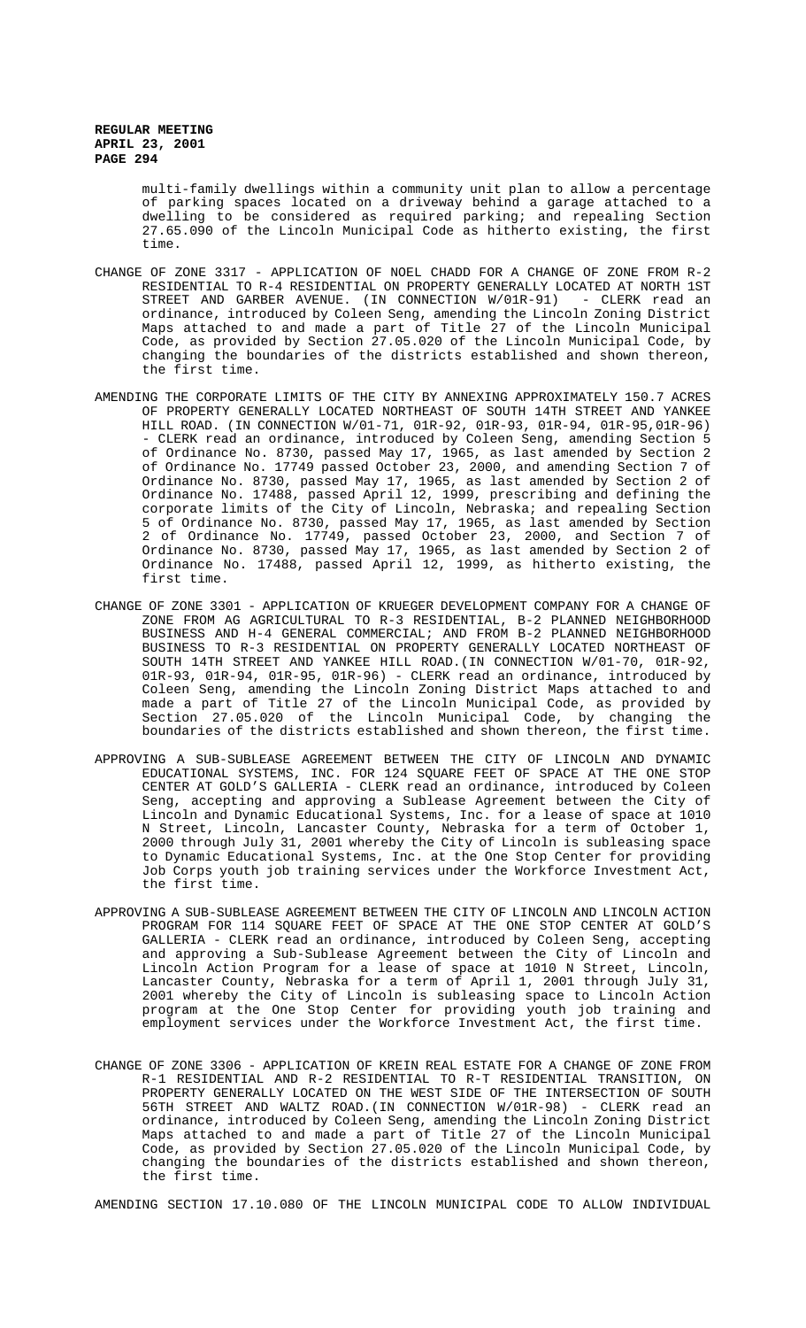multi-family dwellings within a community unit plan to allow a percentage of parking spaces located on a driveway behind a garage attached to a dwelling to be considered as required parking; and repealing Section 27.65.090 of the Lincoln Municipal Code as hitherto existing, the first time.

CHANGE OF ZONE 3317 - APPLICATION OF NOEL CHADD FOR A CHANGE OF ZONE FROM R-2 RESIDENTIAL TO R-4 RESIDENTIAL ON PROPERTY GENERALLY LOCATED AT NORTH 1ST STREET AND GARBER AVENUE. (IN CONNECTION W/01R-91) - CLERK read an ordinance, introduced by Coleen Seng, amending the Lincoln Zoning District Maps attached to and made a part of Title 27 of the Lincoln Municipal Code, as provided by Section 27.05.020 of the Lincoln Municipal Code, by changing the boundaries of the districts established and shown thereon, the first time.

AMENDING THE CORPORATE LIMITS OF THE CITY BY ANNEXING APPROXIMATELY 150.7 ACRES OF PROPERTY GENERALLY LOCATED NORTHEAST OF SOUTH 14TH STREET AND YANKEE HILL ROAD. (IN CONNECTION W/01-71, 01R-92, 01R-93, 01R-94, 01R-95,01R-96) - CLERK read an ordinance, introduced by Coleen Seng, amending Section 5 of Ordinance No. 8730, passed May 17, 1965, as last amended by Section 2 of Ordinance No. 17749 passed October 23, 2000, and amending Section 7 of Ordinance No. 8730, passed May 17, 1965, as last amended by Section 2 of Ordinance No. 17488, passed April 12, 1999, prescribing and defining the corporate limits of the City of Lincoln, Nebraska; and repealing Section 5 of Ordinance No. 8730, passed May 17, 1965, as last amended by Section 2 of Ordinance No. 17749, passed October 23, 2000, and Section 7 of Ordinance No. 8730, passed May 17, 1965, as last amended by Section 2 of Ordinance No. 17488, passed April 12, 1999, as hitherto existing, the first time.

CHANGE OF ZONE 3301 - APPLICATION OF KRUEGER DEVELOPMENT COMPANY FOR A CHANGE OF ZONE FROM AG AGRICULTURAL TO R-3 RESIDENTIAL, B-2 PLANNED NEIGHBORHOOD BUSINESS AND H-4 GENERAL COMMERCIAL; AND FROM B-2 PLANNED NEIGHBORHOOD BUSINESS TO R-3 RESIDENTIAL ON PROPERTY GENERALLY LOCATED NORTHEAST OF SOUTH 14TH STREET AND YANKEE HILL ROAD.(IN CONNECTION W/01-70, 01R-92, 01R-93, 01R-94, 01R-95, 01R-96) - CLERK read an ordinance, introduced by Coleen Seng, amending the Lincoln Zoning District Maps attached to and made a part of Title 27 of the Lincoln Municipal Code, as provided by Section 27.05.020 of the Lincoln Municipal Code, by changing the boundaries of the districts established and shown thereon, the first time.

APPROVING A SUB-SUBLEASE AGREEMENT BETWEEN THE CITY OF LINCOLN AND DYNAMIC EDUCATIONAL SYSTEMS, INC. FOR 124 SQUARE FEET OF SPACE AT THE ONE STOP CENTER AT GOLD'S GALLERIA - CLERK read an ordinance, introduced by Coleen Seng, accepting and approving a Sublease Agreement between the City of Lincoln and Dynamic Educational Systems, Inc. for a lease of space at 1010 N Street, Lincoln, Lancaster County, Nebraska for a term of October 1, 2000 through July 31, 2001 whereby the City of Lincoln is subleasing space to Dynamic Educational Systems, Inc. at the One Stop Center for providing Job Corps youth job training services under the Workforce Investment Act, the first time.

APPROVING A SUB-SUBLEASE AGREEMENT BETWEEN THE CITY OF LINCOLN AND LINCOLN ACTION PROGRAM FOR 114 SQUARE FEET OF SPACE AT THE ONE STOP CENTER AT GOLD'S GALLERIA - CLERK read an ordinance, introduced by Coleen Seng, accepting and approving a Sub-Sublease Agreement between the City of Lincoln and Lincoln Action Program for a lease of space at 1010 N Street, Lincoln, Lancaster County, Nebraska for a term of April 1, 2001 through July 31, 2001 whereby the City of Lincoln is subleasing space to Lincoln Action program at the One Stop Center for providing youth job training and employment services under the Workforce Investment Act, the first time.

CHANGE OF ZONE 3306 - APPLICATION OF KREIN REAL ESTATE FOR A CHANGE OF ZONE FROM R-1 RESIDENTIAL AND R-2 RESIDENTIAL TO R-T RESIDENTIAL TRANSITION, ON PROPERTY GENERALLY LOCATED ON THE WEST SIDE OF THE INTERSECTION OF SOUTH 56TH STREET AND WALTZ ROAD.(IN CONNECTION W/01R-98) - CLERK read an ordinance, introduced by Coleen Seng, amending the Lincoln Zoning District Maps attached to and made a part of Title 27 of the Lincoln Municipal Code, as provided by Section 27.05.020 of the Lincoln Municipal Code, by changing the boundaries of the districts established and shown thereon, the first time.

AMENDING SECTION 17.10.080 OF THE LINCOLN MUNICIPAL CODE TO ALLOW INDIVIDUAL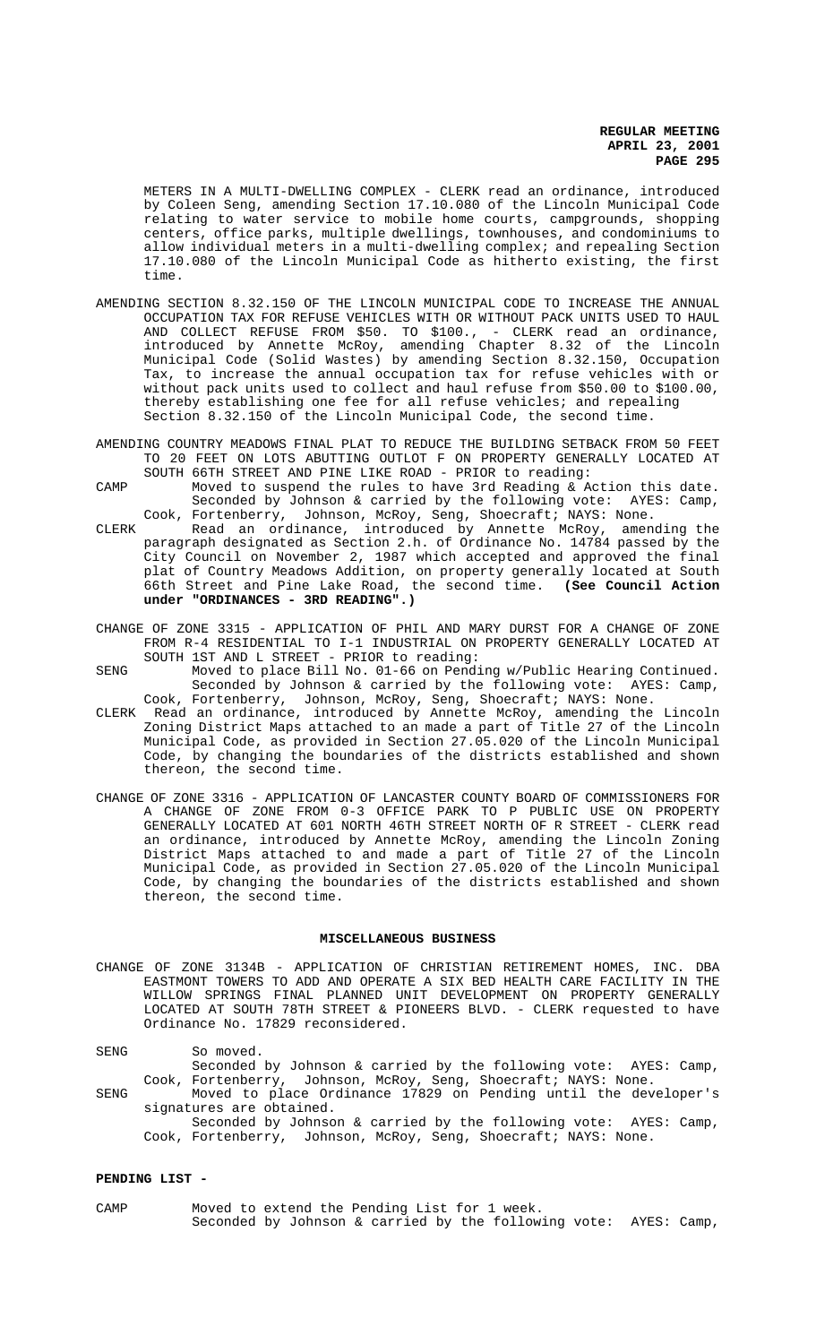METERS IN A MULTI-DWELLING COMPLEX - CLERK read an ordinance, introduced by Coleen Seng, amending Section 17.10.080 of the Lincoln Municipal Code relating to water service to mobile home courts, campgrounds, shopping centers, office parks, multiple dwellings, townhouses, and condominiums to allow individual meters in a multi-dwelling complex; and repealing Section 17.10.080 of the Lincoln Municipal Code as hitherto existing, the first time.

AMENDING SECTION 8.32.150 OF THE LINCOLN MUNICIPAL CODE TO INCREASE THE ANNUAL OCCUPATION TAX FOR REFUSE VEHICLES WITH OR WITHOUT PACK UNITS USED TO HAUL AND COLLECT REFUSE FROM $50. TO $100., - CLERK read an ordinance, introduced by Annette McRoy, amending Chapter 8.32 of the Lincoln Municipal Code (Solid Wastes) by amending Section 8.32.150, Occupation Tax, to increase the annual occupation tax for refuse vehicles with or without pack units used to collect and haul refuse from $50.00 to $100.00, thereby establishing one fee for all refuse vehicles; and repealing Section 8.32.150 of the Lincoln Municipal Code, the second time.

AMENDING COUNTRY MEADOWS FINAL PLAT TO REDUCE THE BUILDING SETBACK FROM 50 FEET TO 20 FEET ON LOTS ABUTTING OUTLOT F ON PROPERTY GENERALLY LOCATED AT SOUTH 66TH STREET AND PINE LIKE ROAD - PRIOR to reading:

CAMP Moved to suspend the rules to have 3rd Reading & Action this date.
Seconded by Johnson & carried by the following vote: AYES: Camp, Cook, Fortenberry, Johnson, McRoy, Seng, Shoecraft; NAYS: None.

CLERK Read an ordinance, introduced by Annette McRoy, amending the paragraph designated as Section 2.h. of Ordinance No. 14784 passed by the City Council on November 2, 1987 which accepted and approved the final plat of Country Meadows Addition, on property generally located at South 66th Street and Pine Lake Road, the second time. **(See Council Action under "ORDINANCES - 3RD READING".)**

CHANGE OF ZONE 3315 - APPLICATION OF PHIL AND MARY DURST FOR A CHANGE OF ZONE FROM R-4 RESIDENTIAL TO I-1 INDUSTRIAL ON PROPERTY GENERALLY LOCATED AT SOUTH 1ST AND L STREET - PRIOR to reading:

SENG Moved to place Bill No. 01-66 on Pending w/Public Hearing Continued.
Seconded by Johnson & carried by the following vote: AYES: Camp, Cook, Fortenberry, Johnson, McRoy, Seng, Shoecraft; NAYS: None.

CLERK Read an ordinance, introduced by Annette McRoy, amending the Lincoln Zoning District Maps attached to an made a part of Title 27 of the Lincoln Municipal Code, as provided in Section 27.05.020 of the Lincoln Municipal Code, by changing the boundaries of the districts established and shown thereon, the second time.

CHANGE OF ZONE 3316 - APPLICATION OF LANCASTER COUNTY BOARD OF COMMISSIONERS FOR A CHANGE OF ZONE FROM 0-3 OFFICE PARK TO P PUBLIC USE ON PROPERTY GENERALLY LOCATED AT 601 NORTH 46TH STREET NORTH OF R STREET - CLERK read an ordinance, introduced by Annette McRoy, amending the Lincoln Zoning District Maps attached to and made a part of Title 27 of the Lincoln Municipal Code, as provided in Section 27.05.020 of the Lincoln Municipal Code, by changing the boundaries of the districts established and shown thereon, the second time.

## MISCELLANEOUS BUSINESS

CHANGE OF ZONE 3134B - APPLICATION OF CHRISTIAN RETIREMENT HOMES, INC. DBA EASTMONT TOWERS TO ADD AND OPERATE A SIX BED HEALTH CARE FACILITY IN THE WILLOW SPRINGS FINAL PLANNED UNIT DEVELOPMENT ON PROPERTY GENERALLY LOCATED AT SOUTH 78TH STREET & PIONEERS BLVD. - CLERK requested to have Ordinance No. 17829 reconsidered.

SENG So moved.
Seconded by Johnson & carried by the following vote: AYES: Camp, Cook, Fortenberry, Johnson, McRoy, Seng, Shoecraft; NAYS: None.

SENG Moved to place Ordinance 17829 on Pending until the developer's signatures are obtained.
Seconded by Johnson & carried by the following vote: AYES: Camp, Cook, Fortenberry, Johnson, McRoy, Seng, Shoecraft; NAYS: None.

**PENDING LIST -**

CAMP Moved to extend the Pending List for 1 week.
Seconded by Johnson & carried by the following vote: AYES: Camp,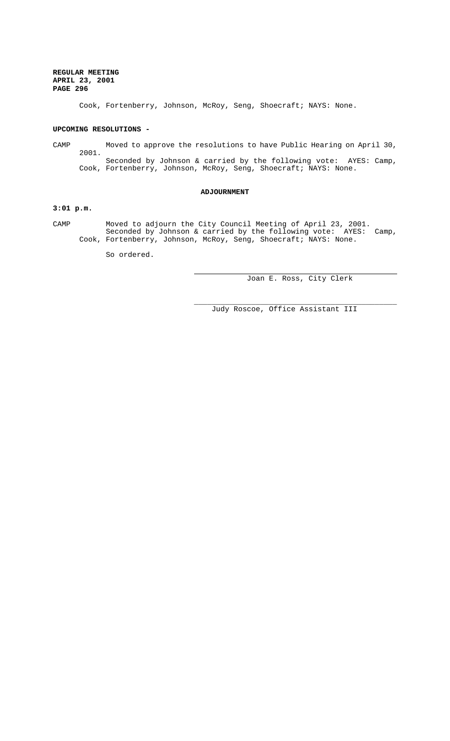Cook, Fortenberry, Johnson, McRoy, Seng, Shoecraft; NAYS: None.

**UPCOMING RESOLUTIONS -**

CAMP Moved to approve the resolutions to have Public Hearing on April 30, 2001.

Seconded by Johnson & carried by the following vote: AYES: Camp, Cook, Fortenberry, Johnson, McRoy, Seng, Shoecraft; NAYS: None.

**ADJOURNMENT**

**3:01 p.m.**

CAMP Moved to adjourn the City Council Meeting of April 23, 2001.

Seconded by Johnson & carried by the following vote: AYES: Camp, Cook, Fortenberry, Johnson, McRoy, Seng, Shoecraft; NAYS: None.

So ordered.

Joan E. Ross, City Clerk

Judy Roscoe, Office Assistant III